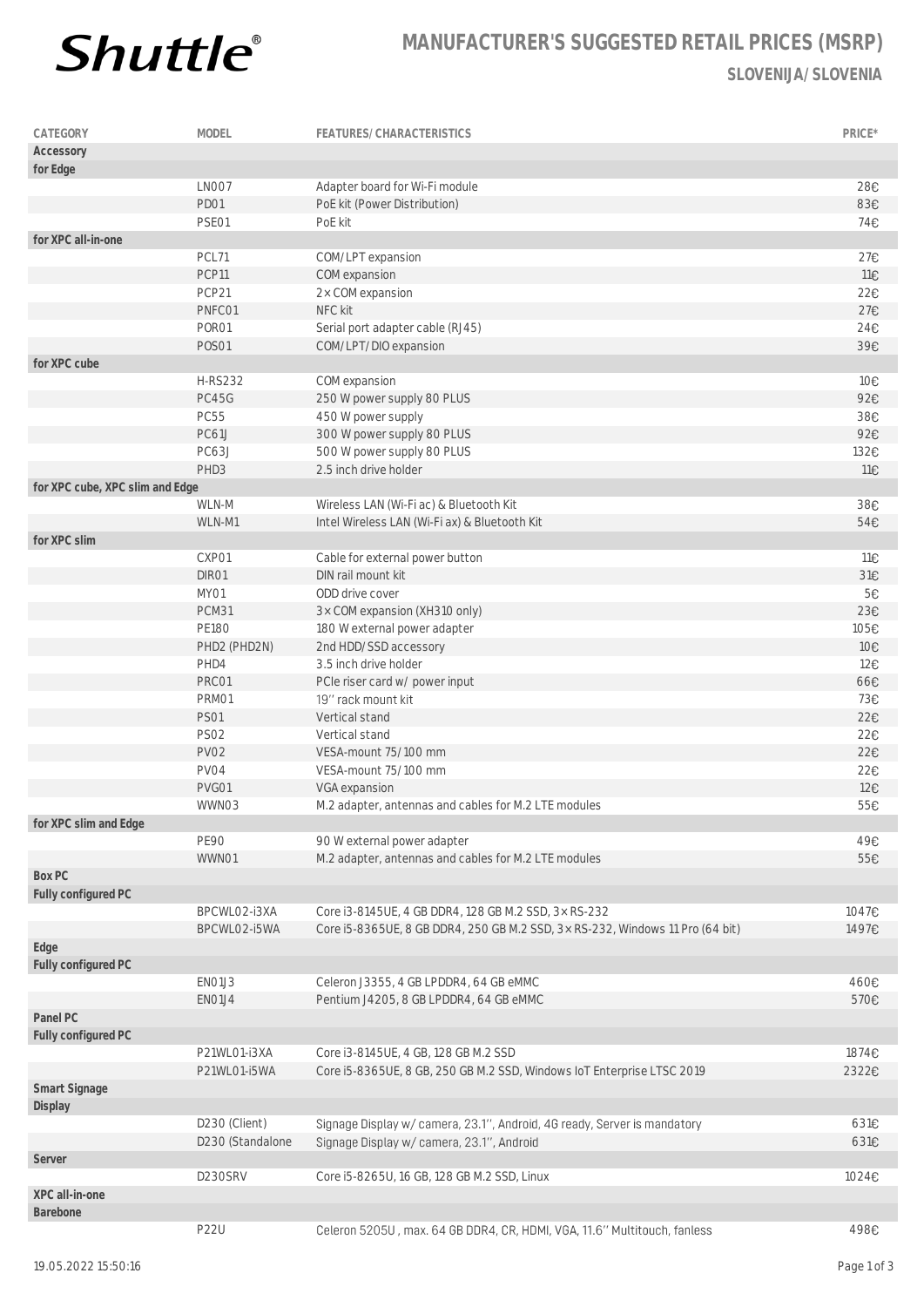# Shuttle®

## MANUFACTURER'S SUGGESTED RETAIL PRICES (MSRP)

### SLOVENIJA/ SLOVENIA

| CATEGORY | MODEL | FEATURES/ CHARACTERISTICS | PRICE* |
|---|---|---|---|
| **Accessory** | | | |
| **for Edge** | | | |
| | LN007 | Adapter board for Wi-Fi module | 28€ |
| | PD01 | PoE kit (Power Distribution) | 83€ |
| | PSE01 | PoE kit | 74€ |
| **for XPC all-in-one** | | | |
| | PCL71 | COM/LPT expansion | 27€ |
| | PCP11 | COM expansion | 11€ |
| | PCP21 | 2 × COM expansion | 22€ |
| | PNFC01 | NFC kit | 27€ |
| | POR01 | Serial port adapter cable (RJ45) | 24€ |
| | POS01 | COM/LPT/DIO expansion | 39€ |
| **for XPC cube** | | | |
| | H-RS232 | COM expansion | 10€ |
| | PC45G | 250 W power supply 80 PLUS | 92€ |
| | PC55 | 450 W power supply | 38€ |
| | PC61J | 300 W power supply 80 PLUS | 92€ |
| | PC63J | 500 W power supply 80 PLUS | 132€ |
| | PHD3 | 2.5 inch drive holder | 11€ |
| **for XPC cube, XPC slim and Edge** | | | |
| | WLN-M | Wireless LAN (Wi-Fi ac) & Bluetooth Kit | 38€ |
| | WLN-M1 | Intel Wireless LAN (Wi-Fi ax) & Bluetooth Kit | 54€ |
| **for XPC slim** | | | |
| | CXP01 | Cable for external power button | 11€ |
| | DIR01 | DIN rail mount kit | 31€ |
| | MY01 | ODD drive cover | 5€ |
| | PCM31 | 3 × COM expansion (XH310 only) | 23€ |
| | PE180 | 180 W external power adapter | 105€ |
| | PHD2 (PHD2N) | 2nd HDD/SSD accessory | 10€ |
| | PHD4 | 3.5 inch drive holder | 12€ |
| | PRC01 | PCIe riser card w/ power input | 66€ |
| | PRM01 | 19'' rack mount kit | 73€ |
| | PS01 | Vertical stand | 22€ |
| | PS02 | Vertical stand | 22€ |
| | PV02 | VESA-mount 75/100 mm | 22€ |
| | PV04 | VESA-mount 75/100 mm | 22€ |
| | PVG01 | VGA expansion | 12€ |
| | WWN03 | M.2 adapter, antennas and cables for M.2 LTE modules | 55€ |
| **for XPC slim and Edge** | | | |
| | PE90 | 90 W external power adapter | 49€ |
| | WWN01 | M.2 adapter, antennas and cables for M.2 LTE modules | 55€ |
| **Box PC** | | | |
| **Fully configured PC** | | | |
| | BPCWL02-i3XA | Core i3-8145UE, 4 GB DDR4, 128 GB M.2 SSD, 3 × RS-232 | 1047€ |
| | BPCWL02-i5WA | Core i5-8365UE, 8 GB DDR4, 250 GB M.2 SSD, 3 × RS-232, Windows 11 Pro (64 bit) | 1497€ |
| **Edge** | | | |
| **Fully configured PC** | | | |
| | EN01J3 | Celeron J3355, 4 GB LPDDR4, 64 GB eMMC | 460€ |
| | EN01J4 | Pentium J4205, 8 GB LPDDR4, 64 GB eMMC | 570€ |
| **Panel PC** | | | |
| **Fully configured PC** | | | |
| | P21WL01-i3XA | Core i3-8145UE, 4 GB, 128 GB M.2 SSD | 1874€ |
| | P21WL01-i5WA | Core i5-8365UE, 8 GB, 250 GB M.2 SSD, Windows IoT Enterprise LTSC 2019 | 2322€ |
| **Smart Signage** | | | |
| **Display** | | | |
| | D230 (Client) | Signage Display w/ camera, 23.1'', Android, 4G ready, Server is mandatory | 631€ |
| | D230 (Standalone | Signage Display w/ camera, 23.1'', Android | 631€ |
| **Server** | | | |
| | D230SRV | Core i5-8265U, 16 GB, 128 GB M.2 SSD, Linux | 1024€ |
| **XPC all-in-one** | | | |
| **Barebone** | | | |
| | P22U | Celeron 5205U , max. 64 GB DDR4, CR, HDMI, VGA, 11.6'' Multitouch, fanless | 498€ |

19.05.2022 15:50:16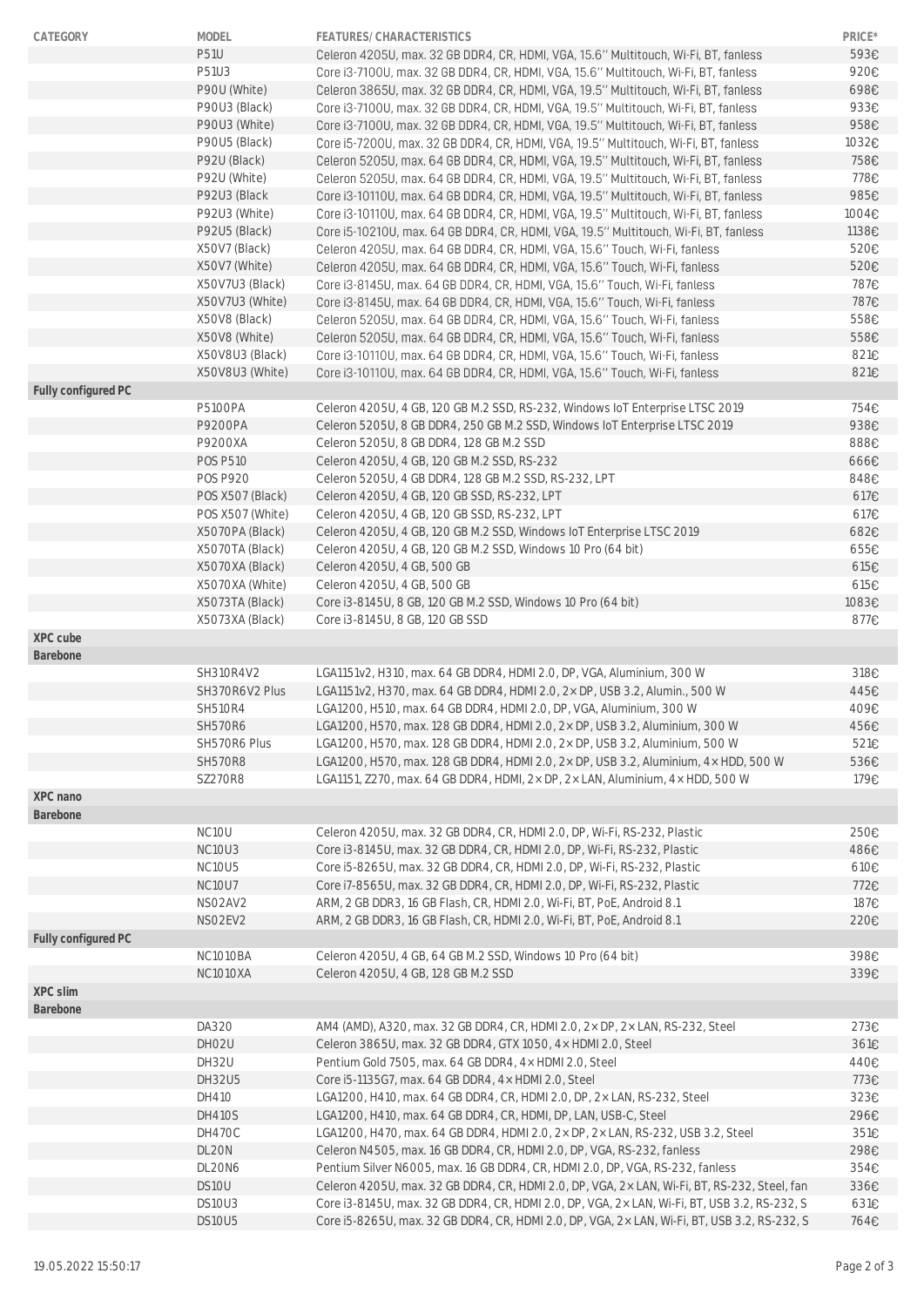| CATEGORY | MODEL | FEATURES/ CHARACTERISTICS | PRICE* |
|---|---|---|---|
| | P51U | Celeron 4205U, max. 32 GB DDR4, CR, HDMI, VGA, 15.6'' Multitouch, Wi-Fi, BT, fanless | 593€ |
| | P51U3 | Core i3-7100U, max. 32 GB DDR4, CR, HDMI, VGA, 15.6'' Multitouch, Wi-Fi, BT, fanless | 920€ |
| | P90U (White) | Celeron 3865U, max. 32 GB DDR4, CR, HDMI, VGA, 19.5'' Multitouch, Wi-Fi, BT, fanless | 698€ |
| | P90U3 (Black) | Core i3-7100U, max. 32 GB DDR4, CR, HDMI, VGA, 19.5'' Multitouch, Wi-Fi, BT, fanless | 933€ |
| | P90U3 (White) | Core i3-7100U, max. 32 GB DDR4, CR, HDMI, VGA, 19.5'' Multitouch, Wi-Fi, BT, fanless | 958€ |
| | P90U5 (Black) | Core i5-7200U, max. 32 GB DDR4, CR, HDMI, VGA, 19.5'' Multitouch, Wi-Fi, BT, fanless | 1032€ |
| | P92U (Black) | Celeron 5205U, max. 64 GB DDR4, CR, HDMI, VGA, 19.5'' Multitouch, Wi-Fi, BT, fanless | 758€ |
| | P92U (White) | Celeron 5205U, max. 64 GB DDR4, CR, HDMI, VGA, 19.5'' Multitouch, Wi-Fi, BT, fanless | 778€ |
| | P92U3 (Black | Core i3-10110U, max. 64 GB DDR4, CR, HDMI, VGA, 19.5'' Multitouch, Wi-Fi, BT, fanless | 985€ |
| | P92U3 (White) | Core i3-10110U, max. 64 GB DDR4, CR, HDMI, VGA, 19.5'' Multitouch, Wi-Fi, BT, fanless | 1004€ |
| | P92U5 (Black) | Core i5-10210U, max. 64 GB DDR4, CR, HDMI, VGA, 19.5'' Multitouch, Wi-Fi, BT, fanless | 1138€ |
| | X50V7 (Black) | Celeron 4205U, max. 64 GB DDR4, CR, HDMI, VGA, 15.6'' Touch, Wi-Fi, fanless | 520€ |
| | X50V7 (White) | Celeron 4205U, max. 64 GB DDR4, CR, HDMI, VGA, 15.6'' Touch, Wi-Fi, fanless | 520€ |
| | X50V7U3 (Black) | Core i3-8145U, max. 64 GB DDR4, CR, HDMI, VGA, 15.6'' Touch, Wi-Fi, fanless | 787€ |
| | X50V7U3 (White) | Core i3-8145U, max. 64 GB DDR4, CR, HDMI, VGA, 15.6'' Touch, Wi-Fi, fanless | 787€ |
| | X50V8 (Black) | Celeron 5205U, max. 64 GB DDR4, CR, HDMI, VGA, 15.6'' Touch, Wi-Fi, fanless | 558€ |
| | X50V8 (White) | Celeron 5205U, max. 64 GB DDR4, CR, HDMI, VGA, 15.6'' Touch, Wi-Fi, fanless | 558€ |
| | X50V8U3 (Black) | Core i3-10110U, max. 64 GB DDR4, CR, HDMI, VGA, 15.6'' Touch, Wi-Fi, fanless | 821€ |
| | X50V8U3 (White) | Core i3-10110U, max. 64 GB DDR4, CR, HDMI, VGA, 15.6'' Touch, Wi-Fi, fanless | 821€ |
| **Fully configured PC** | | | |
| | P5100PA | Celeron 4205U, 4 GB, 120 GB M.2 SSD, RS-232, Windows IoT Enterprise LTSC 2019 | 754€ |
| | P9200PA | Celeron 5205U, 8 GB DDR4, 250 GB M.2 SSD, Windows IoT Enterprise LTSC 2019 | 938€ |
| | P9200XA | Celeron 5205U, 8 GB DDR4, 128 GB M.2 SSD | 888€ |
| | POS P510 | Celeron 4205U, 4 GB, 120 GB M.2 SSD, RS-232 | 666€ |
| | POS P920 | Celeron 5205U, 4 GB DDR4, 128 GB M.2 SSD, RS-232, LPT | 848€ |
| | POS X507 (Black) | Celeron 4205U, 4 GB, 120 GB SSD, RS-232, LPT | 617€ |
| | POS X507 (White) | Celeron 4205U, 4 GB, 120 GB SSD, RS-232, LPT | 617€ |
| | X5070PA (Black) | Celeron 4205U, 4 GB, 120 GB M.2 SSD, Windows IoT Enterprise LTSC 2019 | 682€ |
| | X5070TA (Black) | Celeron 4205U, 4 GB, 120 GB M.2 SSD, Windows 10 Pro (64 bit) | 655€ |
| | X5070XA (Black) | Celeron 4205U, 4 GB, 500 GB | 615€ |
| | X5070XA (White) | Celeron 4205U, 4 GB, 500 GB | 615€ |
| | X5073TA (Black) | Core i3-8145U, 8 GB, 120 GB M.2 SSD, Windows 10 Pro (64 bit) | 1083€ |
| | X5073XA (Black) | Core i3-8145U, 8 GB, 120 GB SSD | 877€ |
| **XPC cube** | | | |
| **Barebone** | | | |
| | SH310R4V2 | LGA1151v2, H310, max. 64 GB DDR4, HDMI 2.0, DP, VGA, Aluminium, 300 W | 318€ |
| | SH370R6V2 Plus | LGA1151v2, H370, max. 64 GB DDR4, HDMI 2.0, 2× DP, USB 3.2, Alumin., 500 W | 445€ |
| | SH510R4 | LGA1200, H510, max. 64 GB DDR4, HDMI 2.0, DP, VGA, Aluminium, 300 W | 409€ |
| | SH570R6 | LGA1200, H570, max. 128 GB DDR4, HDMI 2.0, 2× DP, USB 3.2, Aluminium, 300 W | 456€ |
| | SH570R6 Plus | LGA1200, H570, max. 128 GB DDR4, HDMI 2.0, 2× DP, USB 3.2, Aluminium, 500 W | 521€ |
| | SH570R8 | LGA1200, H570, max. 128 GB DDR4, HDMI 2.0, 2× DP, USB 3.2, Aluminium, 4× HDD, 500 W | 536€ |
| | SZ270R8 | LGA1151, Z270, max. 64 GB DDR4, HDMI, 2× DP, 2× LAN, Aluminium, 4× HDD, 500 W | 179€ |
| **XPC nano** | | | |
| **Barebone** | | | |
| | NC10U | Celeron 4205U, max. 32 GB DDR4, CR, HDMI 2.0, DP, Wi-Fi, RS-232, Plastic | 250€ |
| | NC10U3 | Core i3-8145U, max. 32 GB DDR4, CR, HDMI 2.0, DP, Wi-Fi, RS-232, Plastic | 486€ |
| | NC10U5 | Core i5-8265U, max. 32 GB DDR4, CR, HDMI 2.0, DP, Wi-Fi, RS-232, Plastic | 610€ |
| | NC10U7 | Core i7-8565U, max. 32 GB DDR4, CR, HDMI 2.0, DP, Wi-Fi, RS-232, Plastic | 772€ |
| | NS02AV2 | ARM, 2 GB DDR3, 16 GB Flash, CR, HDMI 2.0, Wi-Fi, BT, PoE, Android 8.1 | 187€ |
| | NS02EV2 | ARM, 2 GB DDR3, 16 GB Flash, CR, HDMI 2.0, Wi-Fi, BT, PoE, Android 8.1 | 220€ |
| **Fully configured PC** | | | |
| | NC1010BA | Celeron 4205U, 4 GB, 64 GB M.2 SSD, Windows 10 Pro (64 bit) | 398€ |
| | NC1010XA | Celeron 4205U, 4 GB, 128 GB M.2 SSD | 339€ |
| **XPC slim** | | | |
| **Barebone** | | | |
| | DA320 | AM4 (AMD), A320, max. 32 GB DDR4, CR, HDMI 2.0, 2× DP, 2× LAN, RS-232, Steel | 273€ |
| | DH02U | Celeron 3865U, max. 32 GB DDR4, GTX 1050, 4× HDMI 2.0, Steel | 361€ |
| | DH32U | Pentium Gold 7505, max. 64 GB DDR4, 4× HDMI 2.0, Steel | 440€ |
| | DH32U5 | Core i5-1135G7, max. 64 GB DDR4, 4× HDMI 2.0, Steel | 773€ |
| | DH410 | LGA1200, H410, max. 64 GB DDR4, CR, HDMI 2.0, DP, 2× LAN, RS-232, Steel | 323€ |
| | DH410S | LGA1200, H410, max. 64 GB DDR4, CR, HDMI, DP, LAN, USB-C, Steel | 296€ |
| | DH470C | LGA1200, H470, max. 64 GB DDR4, HDMI 2.0, 2× DP, 2× LAN, RS-232, USB 3.2, Steel | 351€ |
| | DL20N | Celeron N4505, max. 16 GB DDR4, CR, HDMI 2.0, DP, VGA, RS-232, fanless | 298€ |
| | DL20N6 | Pentium Silver N6005, max. 16 GB DDR4, CR, HDMI 2.0, DP, VGA, RS-232, fanless | 354€ |
| | DS10U | Celeron 4205U, max. 32 GB DDR4, CR, HDMI 2.0, DP, VGA, 2× LAN, Wi-Fi, BT, RS-232, Steel, fan | 336€ |
| | DS10U3 | Core i3-8145U, max. 32 GB DDR4, CR, HDMI 2.0, DP, VGA, 2× LAN, Wi-Fi, BT, USB 3.2, RS-232, S | 631€ |
| | DS10U5 | Core i5-8265U, max. 32 GB DDR4, CR, HDMI 2.0, DP, VGA, 2× LAN, Wi-Fi, BT, USB 3.2, RS-232, S | 764€ |

19.05.2022 15:50:17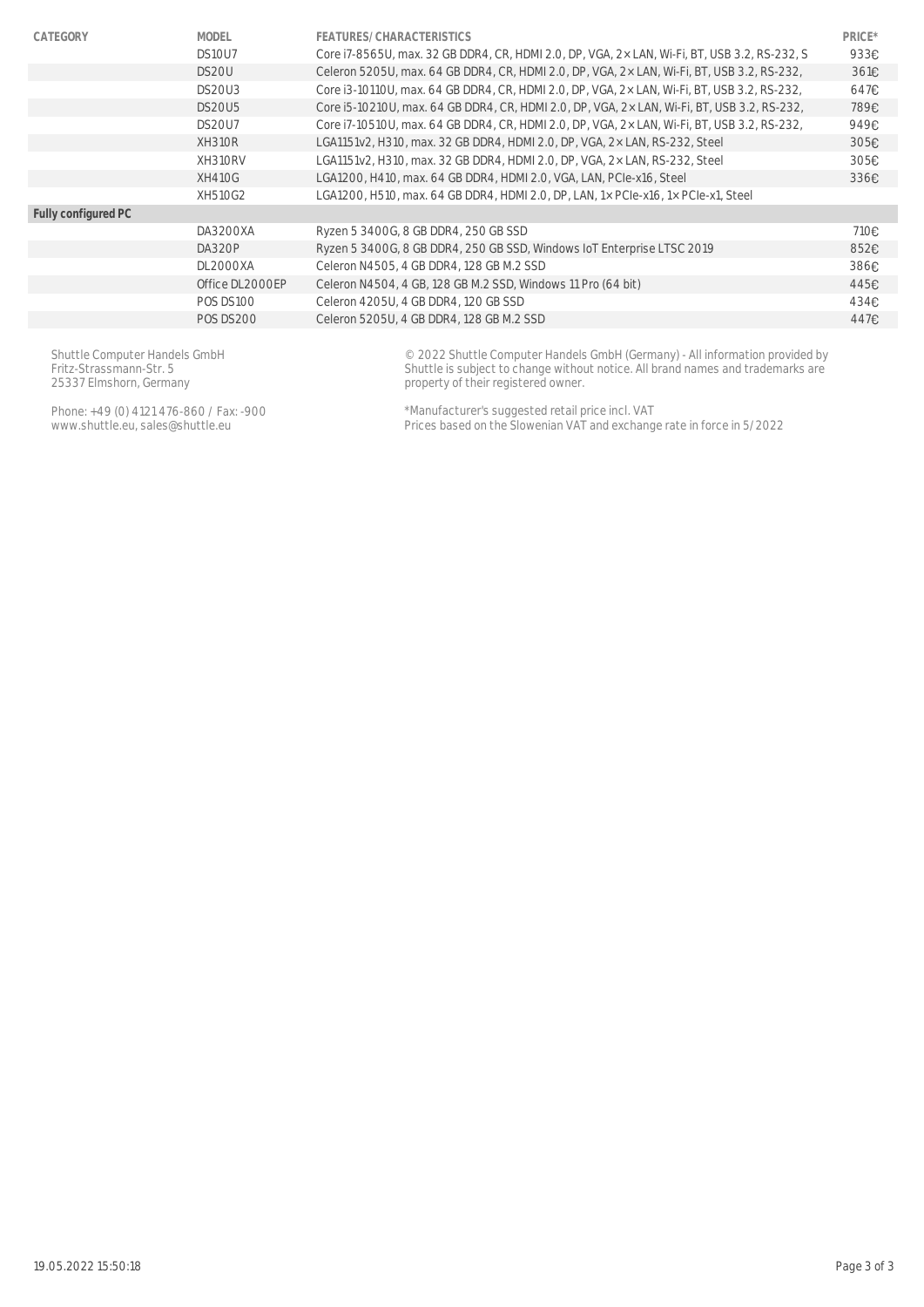| CATEGORY | MODEL | FEATURES/ CHARACTERISTICS | PRICE* |
|---|---|---|---|
| | DS10U7 | Core i7-8565U, max. 32 GB DDR4, CR, HDMI 2.0, DP, VGA, 2× LAN, Wi-Fi, BT, USB 3.2, RS-232, S | 933€ |
| | DS20U | Celeron 5205U, max. 64 GB DDR4, CR, HDMI 2.0, DP, VGA, 2× LAN, Wi-Fi, BT, USB 3.2, RS-232, | 361€ |
| | DS20U3 | Core i3-10110U, max. 64 GB DDR4, CR, HDMI 2.0, DP, VGA, 2× LAN, Wi-Fi, BT, USB 3.2, RS-232, | 647€ |
| | DS20U5 | Core i5-10210U, max. 64 GB DDR4, CR, HDMI 2.0, DP, VGA, 2× LAN, Wi-Fi, BT, USB 3.2, RS-232, | 789€ |
| | DS20U7 | Core i7-10510U, max. 64 GB DDR4, CR, HDMI 2.0, DP, VGA, 2× LAN, Wi-Fi, BT, USB 3.2, RS-232, | 949€ |
| | XH310R | LGA1151v2, H310, max. 32 GB DDR4, HDMI 2.0, DP, VGA, 2× LAN, RS-232, Steel | 305€ |
| | XH310RV | LGA1151v2, H310, max. 32 GB DDR4, HDMI 2.0, DP, VGA, 2× LAN, RS-232, Steel | 305€ |
| | XH410G | LGA1200, H410, max. 64 GB DDR4, HDMI 2.0, VGA, LAN, PCIe-x16, Steel | 336€ |
| | XH510G2 | LGA1200, H510, max. 64 GB DDR4, HDMI 2.0, DP, LAN, 1× PCIe-x16, 1× PCIe-x1, Steel | |
| **Fully configured PC** | | | |
| | DA3200XA | Ryzen 5 3400G, 8 GB DDR4, 250 GB SSD | 710€ |
| | DA320P | Ryzen 5 3400G, 8 GB DDR4, 250 GB SSD, Windows IoT Enterprise LTSC 2019 | 852€ |
| | DL2000XA | Celeron N4505, 4 GB DDR4, 128 GB M.2 SSD | 386€ |
| | Office DL2000EP | Celeron N4504, 4 GB, 128 GB M.2 SSD, Windows 11 Pro (64 bit) | 445€ |
| | POS DS100 | Celeron 4205U, 4 GB DDR4, 120 GB SSD | 434€ |
| | POS DS200 | Celeron 5205U, 4 GB DDR4, 128 GB M.2 SSD | 447€ |

Shuttle Computer Handels GmbH
Fritz-Strassmann-Str. 5
25337 Elmshorn, Germany

Phone: +49 (0) 4121 476-860 / Fax: -900
www.shuttle.eu, sales@shuttle.eu

© 2022 Shuttle Computer Handels GmbH (Germany) - All information provided by Shuttle is subject to change without notice. All brand names and trademarks are property of their registered owner.

*Manufacturer's suggested retail price incl. VAT
Prices based on the Slovenian VAT and exchange rate in force in 5/2022

19.05.2022 15:50:18